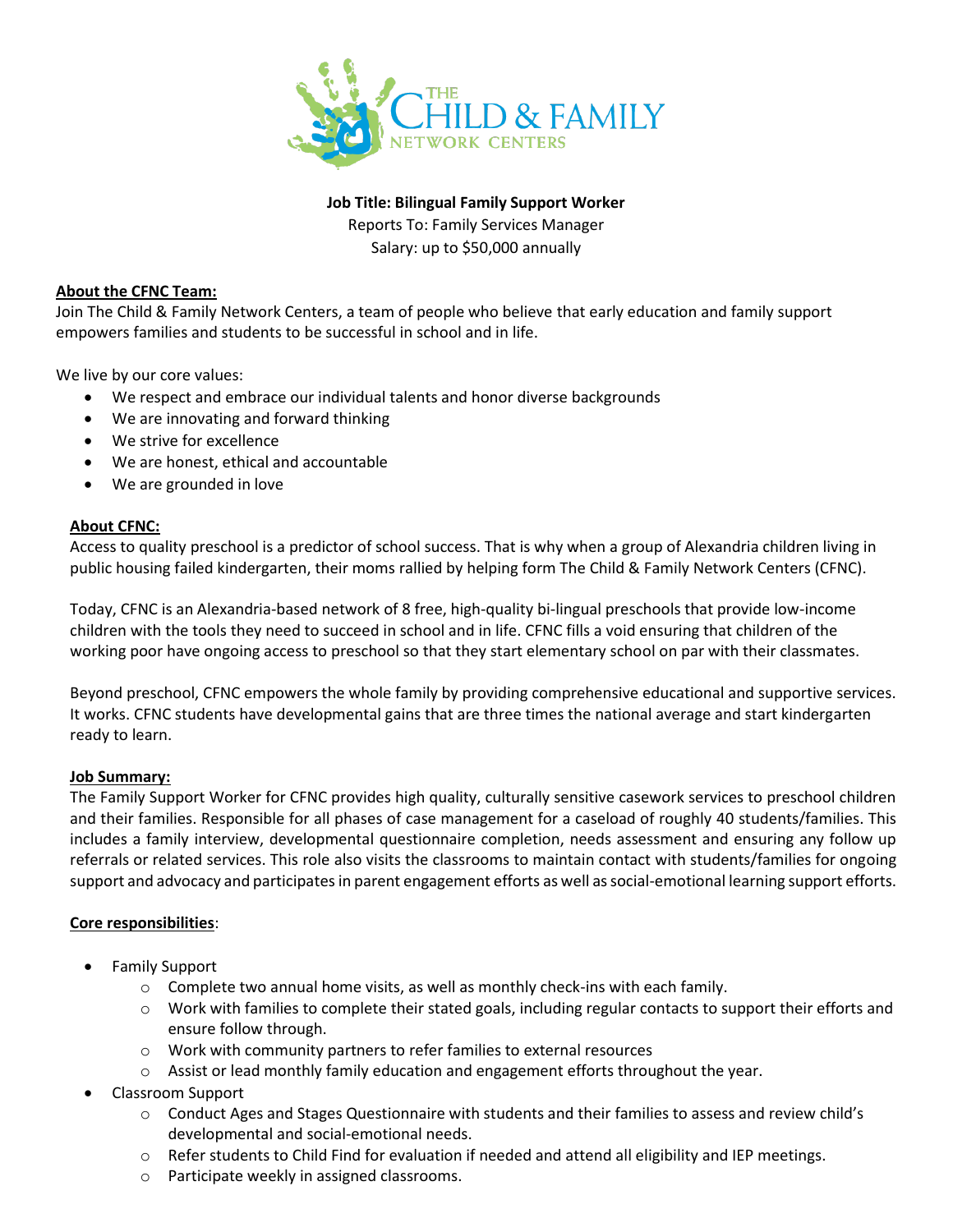**Job Title: Bilingual Family Support Worker**

Reports To: Family Services Manager

Salary: up to $50,000 annually

## About the CFNC Team:

Join The Child & Family Network Centers, a team of people who believe that early education and family support empowers families and students to be successful in school and in life.

We live by our core values:

- We respect and embrace our individual talents and honor diverse backgrounds
- We are innovating and forward thinking
- We strive for excellence
- We are honest, ethical and accountable
- We are grounded in love

## About CFNC:

Access to quality preschool is a predictor of school success. That is why when a group of Alexandria children living in public housing failed kindergarten, their moms rallied by helping form The Child & Family Network Centers (CFNC).

Today, CFNC is an Alexandria-based network of 8 free, high-quality bi-lingual preschools that provide low-income children with the tools they need to succeed in school and in life. CFNC fills a void ensuring that children of the working poor have ongoing access to preschool so that they start elementary school on par with their classmates.

Beyond preschool, CFNC empowers the whole family by providing comprehensive educational and supportive services. It works. CFNC students have developmental gains that are three times the national average and start kindergarten ready to learn.

## Job Summary:

The Family Support Worker for CFNC provides high quality, culturally sensitive casework services to preschool children and their families. Responsible for all phases of case management for a caseload of roughly 40 students/families. This includes a family interview, developmental questionnaire completion, needs assessment and ensuring any follow up referrals or related services. This role also visits the classrooms to maintain contact with students/families for ongoing support and advocacy and participates in parent engagement efforts as well as social-emotional learning support efforts.

## Core responsibilities:

- Family Support
  - Complete two annual home visits, as well as monthly check-ins with each family.
  - Work with families to complete their stated goals, including regular contacts to support their efforts and ensure follow through.
  - Work with community partners to refer families to external resources
  - Assist or lead monthly family education and engagement efforts throughout the year.
- Classroom Support
  - Conduct Ages and Stages Questionnaire with students and their families to assess and review child's developmental and social-emotional needs.
  - Refer students to Child Find for evaluation if needed and attend all eligibility and IEP meetings.
  - Participate weekly in assigned classrooms.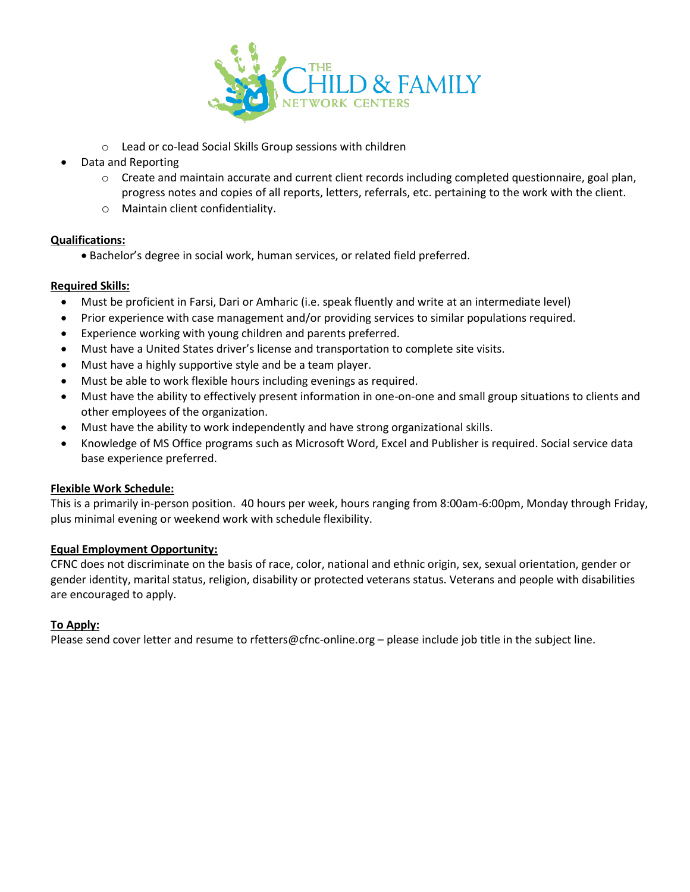- Lead or co-lead Social Skills Group sessions with children
- Data and Reporting
  - Create and maintain accurate and current client records including completed questionnaire, goal plan, progress notes and copies of all reports, letters, referrals, etc. pertaining to the work with the client.
  - Maintain client confidentiality.

**Qualifications:**

- Bachelor's degree in social work, human services, or related field preferred.

**Required Skills:**

- Must be proficient in Farsi, Dari or Amharic (i.e. speak fluently and write at an intermediate level)
- Prior experience with case management and/or providing services to similar populations required.
- Experience working with young children and parents preferred.
- Must have a United States driver's license and transportation to complete site visits.
- Must have a highly supportive style and be a team player.
- Must be able to work flexible hours including evenings as required.
- Must have the ability to effectively present information in one-on-one and small group situations to clients and other employees of the organization.
- Must have the ability to work independently and have strong organizational skills.
- Knowledge of MS Office programs such as Microsoft Word, Excel and Publisher is required. Social service data base experience preferred.

**Flexible Work Schedule:**

This is a primarily in-person position. 40 hours per week, hours ranging from 8:00am-6:00pm, Monday through Friday, plus minimal evening or weekend work with schedule flexibility.

**Equal Employment Opportunity:**

CFNC does not discriminate on the basis of race, color, national and ethnic origin, sex, sexual orientation, gender or gender identity, marital status, religion, disability or protected veterans status. Veterans and people with disabilities are encouraged to apply.

**To Apply:**

Please send cover letter and resume to rfetters@cfnc-online.org – please include job title in the subject line.